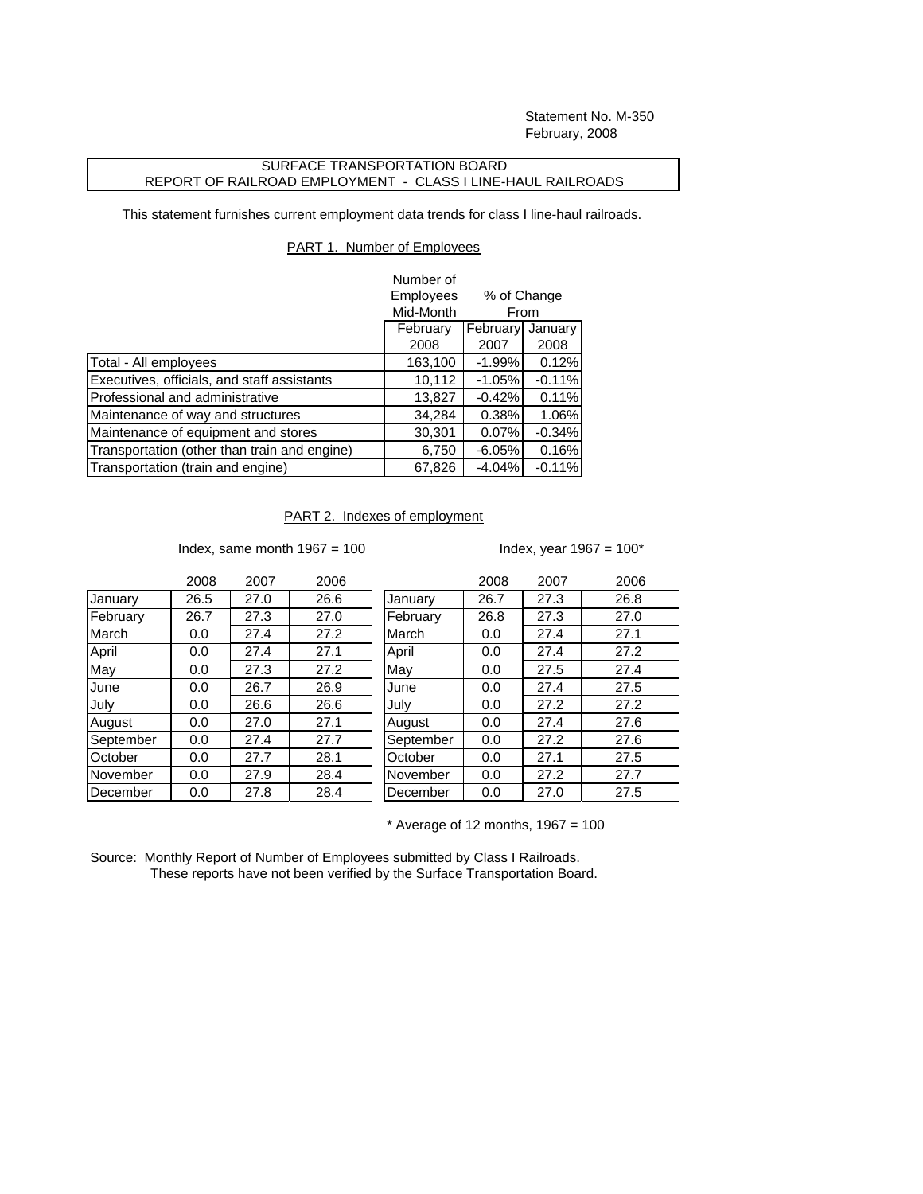Statement No. M-350
February, 2008

**SURFACE TRANSPORTATION BOARD**
**REPORT OF RAILROAD EMPLOYMENT - CLASS I LINE-HAUL RAILROADS**

This statement furnishes current employment data trends for class I line-haul railroads.

## PART 1. Number of Employees

| | Number of Employees Mid-Month | % of Change From | |
|---|---|---|---|
| | February 2008 | February 2007 | January 2008 |
| Total - All employees | 163,100 | -1.99% | 0.12% |
| Executives, officials, and staff assistants | 10,112 | -1.05% | -0.11% |
| Professional and administrative | 13,827 | -0.42% | 0.11% |
| Maintenance of way and structures | 34,284 | 0.38% | 1.06% |
| Maintenance of equipment and stores | 30,301 | 0.07% | -0.34% |
| Transportation (other than train and engine) | 6,750 | -6.05% | 0.16% |
| Transportation (train and engine) | 67,826 | -4.04% | -0.11% |

## PART 2. Indexes of employment

Index, same month 1967 = 100

| | 2008 | 2007 | 2006 |
|---|---|---|---|
| January | 26.5 | 27.0 | 26.6 |
| February | 26.7 | 27.3 | 27.0 |
| March | 0.0 | 27.4 | 27.2 |
| April | 0.0 | 27.4 | 27.1 |
| May | 0.0 | 27.3 | 27.2 |
| June | 0.0 | 26.7 | 26.9 |
| July | 0.0 | 26.6 | 26.6 |
| August | 0.0 | 27.0 | 27.1 |
| September | 0.0 | 27.4 | 27.7 |
| October | 0.0 | 27.7 | 28.1 |
| November | 0.0 | 27.9 | 28.4 |
| December | 0.0 | 27.8 | 28.4 |

Index, year 1967 = 100*

| | 2008 | 2007 | 2006 |
|---|---|---|---|
| January | 26.7 | 27.3 | 26.8 |
| February | 26.8 | 27.3 | 27.0 |
| March | 0.0 | 27.4 | 27.1 |
| April | 0.0 | 27.4 | 27.2 |
| May | 0.0 | 27.5 | 27.4 |
| June | 0.0 | 27.4 | 27.5 |
| July | 0.0 | 27.2 | 27.2 |
| August | 0.0 | 27.4 | 27.6 |
| September | 0.0 | 27.2 | 27.6 |
| October | 0.0 | 27.1 | 27.5 |
| November | 0.0 | 27.2 | 27.7 |
| December | 0.0 | 27.0 | 27.5 |

* Average of 12 months, 1967 = 100

Source: Monthly Report of Number of Employees submitted by Class I Railroads.
These reports have not been verified by the Surface Transportation Board.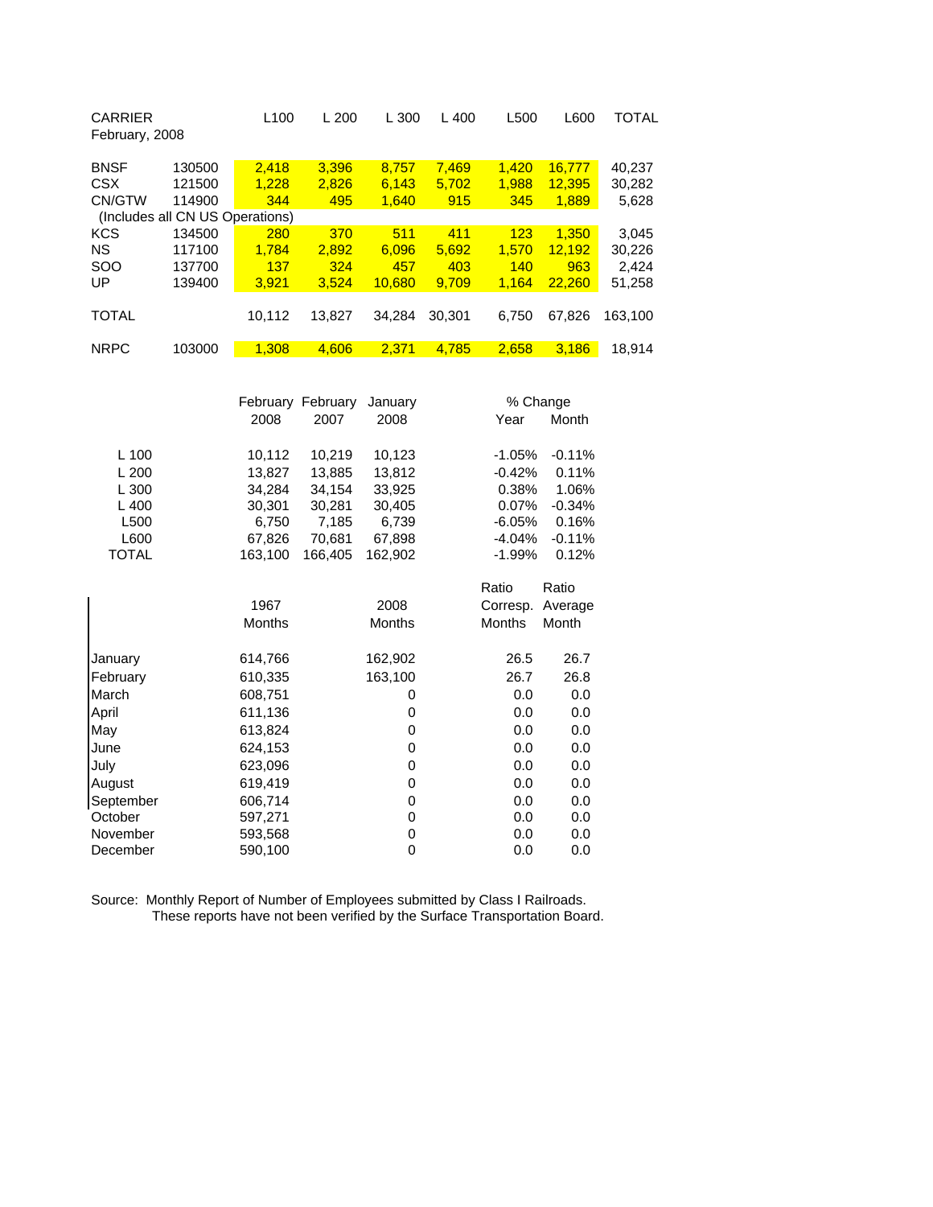| CARRIER February, 2008 | | L100 | L 200 | L 300 | L 400 | L500 | L600 | TOTAL |
|---|---|---|---|---|---|---|---|---|
| BNSF | 130500 | 2,418 | 3,396 | 8,757 | 7,469 | 1,420 | 16,777 | 40,237 |
| CSX | 121500 | 1,228 | 2,826 | 6,143 | 5,702 | 1,988 | 12,395 | 30,282 |
| CN/GTW | 114900 | 344 | 495 | 1,640 | 915 | 345 | 1,889 | 5,628 |
| (Includes all CN US Operations) | | | | | | | | |
| KCS | 134500 | 280 | 370 | 511 | 411 | 123 | 1,350 | 3,045 |
| NS | 117100 | 1,784 | 2,892 | 6,096 | 5,692 | 1,570 | 12,192 | 30,226 |
| SOO | 137700 | 137 | 324 | 457 | 403 | 140 | 963 | 2,424 |
| UP | 139400 | 3,921 | 3,524 | 10,680 | 9,709 | 1,164 | 22,260 | 51,258 |
| TOTAL | | 10,112 | 13,827 | 34,284 | 30,301 | 6,750 | 67,826 | 163,100 |
| NRPC | 103000 | 1,308 | 4,606 | 2,371 | 4,785 | 2,658 | 3,186 | 18,914 |

| | February 2008 | February 2007 | January 2008 | % Change Year | % Change Month |
|---|---|---|---|---|---|
| L 100 | 10,112 | 10,219 | 10,123 | -1.05% | -0.11% |
| L 200 | 13,827 | 13,885 | 13,812 | -0.42% | 0.11% |
| L 300 | 34,284 | 34,154 | 33,925 | 0.38% | 1.06% |
| L 400 | 30,301 | 30,281 | 30,405 | 0.07% | -0.34% |
| L500 | 6,750 | 7,185 | 6,739 | -6.05% | 0.16% |
| L600 | 67,826 | 70,681 | 67,898 | -4.04% | -0.11% |
| TOTAL | 163,100 | 166,405 | 162,902 | -1.99% | 0.12% |

| | 1967 Months | 2008 Months | Ratio Corresp. Months | Ratio Average Month |
|---|---|---|---|---|
| January | 614,766 | 162,902 | 26.5 | 26.7 |
| February | 610,335 | 163,100 | 26.7 | 26.8 |
| March | 608,751 | 0 | 0.0 | 0.0 |
| April | 611,136 | 0 | 0.0 | 0.0 |
| May | 613,824 | 0 | 0.0 | 0.0 |
| June | 624,153 | 0 | 0.0 | 0.0 |
| July | 623,096 | 0 | 0.0 | 0.0 |
| August | 619,419 | 0 | 0.0 | 0.0 |
| September | 606,714 | 0 | 0.0 | 0.0 |
| October | 597,271 | 0 | 0.0 | 0.0 |
| November | 593,568 | 0 | 0.0 | 0.0 |
| December | 590,100 | 0 | 0.0 | 0.0 |

Source: Monthly Report of Number of Employees submitted by Class I Railroads.
These reports have not been verified by the Surface Transportation Board.